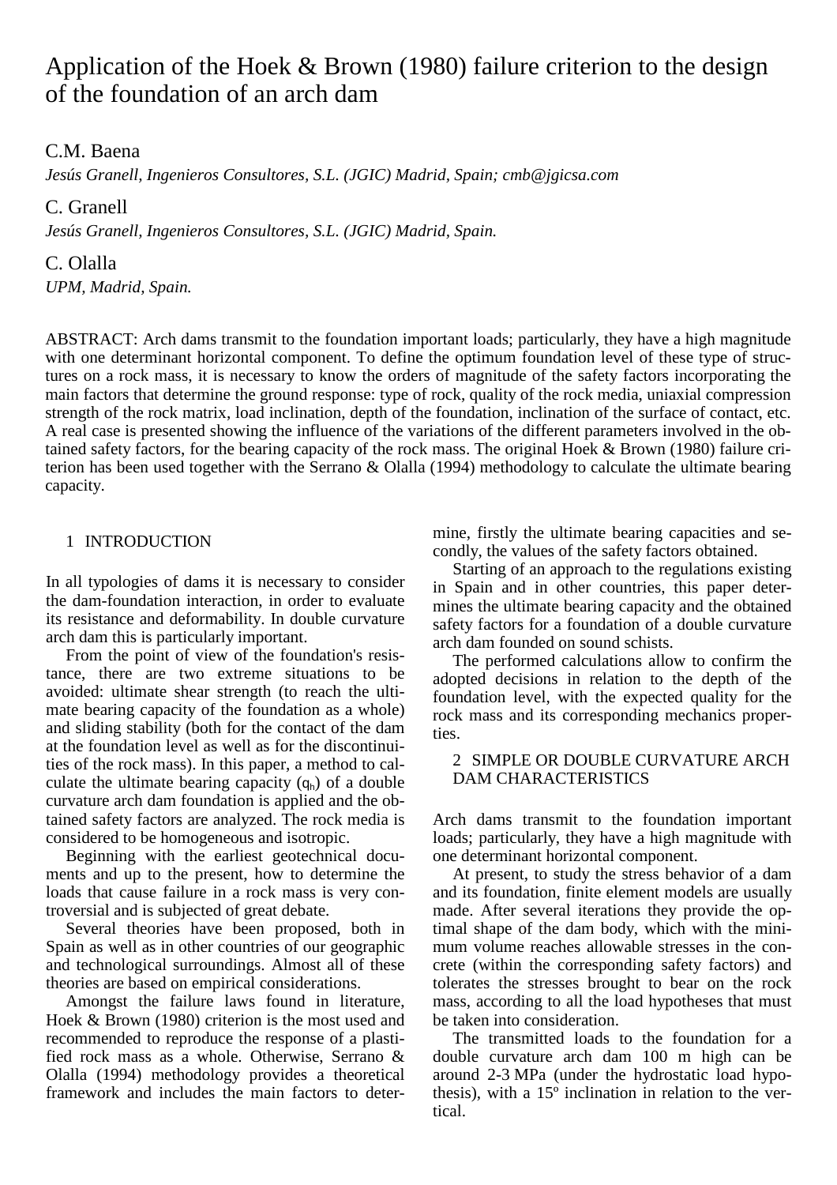# Application of the Hoek & Brown (1980) failure criterion to the design of the foundation of an arch dam

C.M. Baena

*Jesús Granell, Ingenieros Consultores, S.L. (JGIC) Madrid, Spain; cmb@jgicsa.com*

C. Granell

*Jesús Granell, Ingenieros Consultores, S.L. (JGIC) Madrid, Spain.*

C. Olalla

*UPM, Madrid, Spain.*

ABSTRACT: Arch dams transmit to the foundation important loads; particularly, they have a high magnitude with one determinant horizontal component. To define the optimum foundation level of these type of structures on a rock mass, it is necessary to know the orders of magnitude of the safety factors incorporating the main factors that determine the ground response: type of rock, quality of the rock media, uniaxial compression strength of the rock matrix, load inclination, depth of the foundation, inclination of the surface of contact, etc. A real case is presented showing the influence of the variations of the different parameters involved in the obtained safety factors, for the bearing capacity of the rock mass. The original Hoek & Brown (1980) failure criterion has been used together with the Serrano & Olalla (1994) methodology to calculate the ultimate bearing capacity.

## 1 INTRODUCTION

In all typologies of dams it is necessary to consider the dam-foundation interaction, in order to evaluate its resistance and deformability. In double curvature arch dam this is particularly important.

From the point of view of the foundation's resistance, there are two extreme situations to be avoided: ultimate shear strength (to reach the ultimate bearing capacity of the foundation as a whole) and sliding stability (both for the contact of the dam at the foundation level as well as for the discontinuities of the rock mass). In this paper, a method to calculate the ultimate bearing capacity ($q_h$) of a double curvature arch dam foundation is applied and the obtained safety factors are analyzed. The rock media is considered to be homogeneous and isotropic.

Beginning with the earliest geotechnical documents and up to the present, how to determine the loads that cause failure in a rock mass is very controversial and is subjected of great debate.

Several theories have been proposed, both in Spain as well as in other countries of our geographic and technological surroundings. Almost all of these theories are based on empirical considerations.

Amongst the failure laws found in literature, Hoek & Brown (1980) criterion is the most used and recommended to reproduce the response of a plastified rock mass as a whole. Otherwise, Serrano & Olalla (1994) methodology provides a theoretical framework and includes the main factors to determine, firstly the ultimate bearing capacities and secondly, the values of the safety factors obtained.

Starting of an approach to the regulations existing in Spain and in other countries, this paper determines the ultimate bearing capacity and the obtained safety factors for a foundation of a double curvature arch dam founded on sound schists.

The performed calculations allow to confirm the adopted decisions in relation to the depth of the foundation level, with the expected quality for the rock mass and its corresponding mechanics properties.

## 2 SIMPLE OR DOUBLE CURVATURE ARCH DAM CHARACTERISTICS

Arch dams transmit to the foundation important loads; particularly, they have a high magnitude with one determinant horizontal component.

At present, to study the stress behavior of a dam and its foundation, finite element models are usually made. After several iterations they provide the optimal shape of the dam body, which with the minimum volume reaches allowable stresses in the concrete (within the corresponding safety factors) and tolerates the stresses brought to bear on the rock mass, according to all the load hypotheses that must be taken into consideration.

The transmitted loads to the foundation for a double curvature arch dam 100 m high can be around 2-3 MPa (under the hydrostatic load hypothesis), with a 15º inclination in relation to the vertical.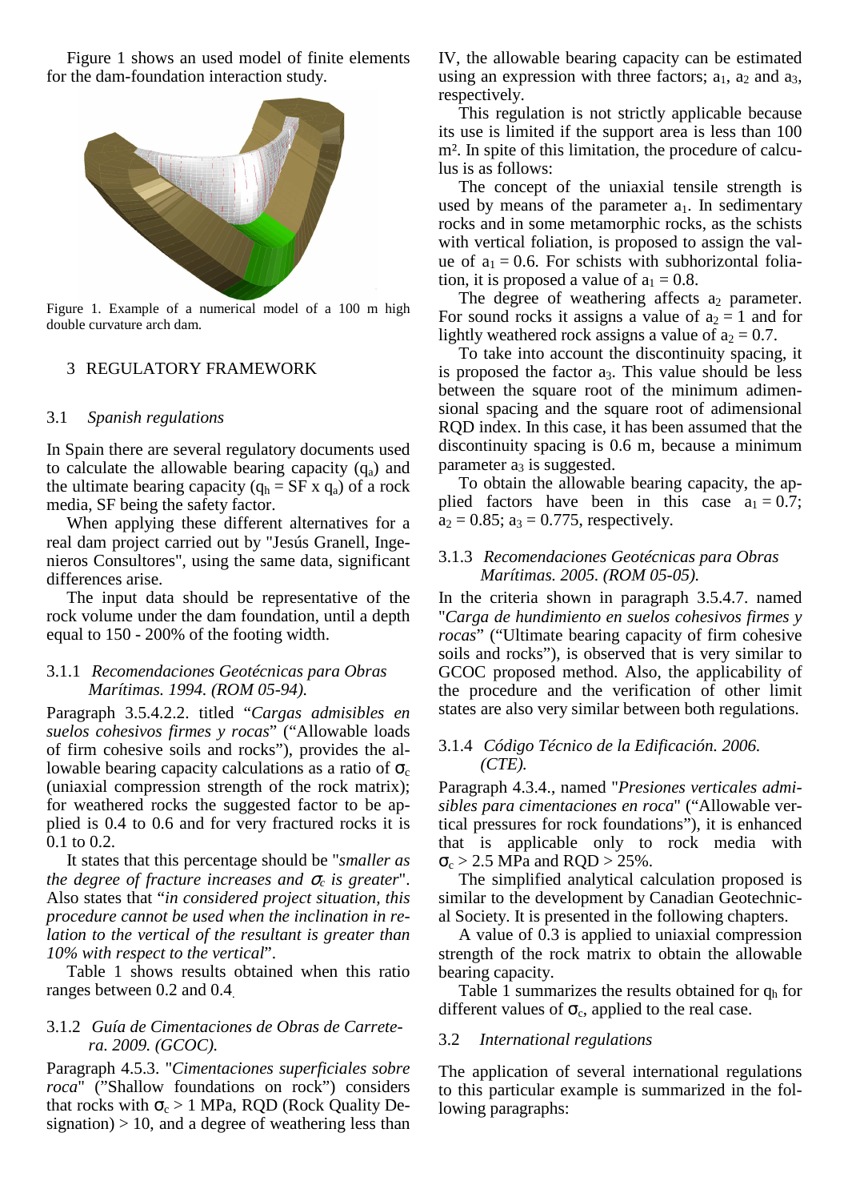Figure 1 shows an used model of finite elements for the dam-foundation interaction study.

Figure 1. Example of a numerical model of a 100 m high double curvature arch dam.

## 3 REGULATORY FRAMEWORK

### 3.1 *Spanish regulations*

In Spain there are several regulatory documents used to calculate the allowable bearing capacity ($q_a$) and the ultimate bearing capacity ($q_h$ = SF x $q_a$) of a rock media, SF being the safety factor.

When applying these different alternatives for a real dam project carried out by "Jesús Granell, Ingenieros Consultores", using the same data, significant differences arise.

The input data should be representative of the rock volume under the dam foundation, until a depth equal to 150 - 200% of the footing width.

#### 3.1.1 *Recomendaciones Geotécnicas para Obras Marítimas. 1994. (ROM 05-94).*

Paragraph 3.5.4.2.2. titled "*Cargas admisibles en suelos cohesivos firmes y rocas*" ("Allowable loads of firm cohesive soils and rocks"), provides the allowable bearing capacity calculations as a ratio of $\sigma_c$ (uniaxial compression strength of the rock matrix); for weathered rocks the suggested factor to be applied is 0.4 to 0.6 and for very fractured rocks it is 0.1 to 0.2.

It states that this percentage should be "*smaller as the degree of fracture increases and $\sigma_c$ is greater*". Also states that "*in considered project situation, this procedure cannot be used when the inclination in relation to the vertical of the resultant is greater than 10% with respect to the vertical*".

Table 1 shows results obtained when this ratio ranges between 0.2 and 0.4.

#### 3.1.2 *Guía de Cimentaciones de Obras de Carretera. 2009. (GCOC).*

Paragraph 4.5.3. "*Cimentaciones superficiales sobre roca*" ("Shallow foundations on rock") considers that rocks with $\sigma_c$ > 1 MPa, RQD (Rock Quality Designation) > 10, and a degree of weathering less than IV, the allowable bearing capacity can be estimated using an expression with three factors; $a_1$, $a_2$ and $a_3$, respectively.

This regulation is not strictly applicable because its use is limited if the support area is less than 100 m². In spite of this limitation, the procedure of calculus is as follows:

The concept of the uniaxial tensile strength is used by means of the parameter $a_1$. In sedimentary rocks and in some metamorphic rocks, as the schists with vertical foliation, is proposed to assign the value of $a_1 = 0.6$. For schists with subhorizontal foliation, it is proposed a value of $a_1 = 0.8$.

The degree of weathering affects $a_2$ parameter. For sound rocks it assigns a value of $a_2 = 1$ and for lightly weathered rock assigns a value of $a_2 = 0.7$.

To take into account the discontinuity spacing, it is proposed the factor $a_3$. This value should be less between the square root of the minimum adimensional spacing and the square root of adimensional RQD index. In this case, it has been assumed that the discontinuity spacing is 0.6 m, because a minimum parameter $a_3$ is suggested.

To obtain the allowable bearing capacity, the applied factors have been in this case $a_1 = 0.7$; $a_2 = 0.85$; $a_3 = 0.775$, respectively.

#### 3.1.3 *Recomendaciones Geotécnicas para Obras Marítimas. 2005. (ROM 05-05).*

In the criteria shown in paragraph 3.5.4.7. named "*Carga de hundimiento en suelos cohesivos firmes y rocas*" ("Ultimate bearing capacity of firm cohesive soils and rocks"), is observed that is very similar to GCOC proposed method. Also, the applicability of the procedure and the verification of other limit states are also very similar between both regulations.

#### 3.1.4 *Código Técnico de la Edificación. 2006. (CTE).*

Paragraph 4.3.4., named "*Presiones verticales admisibles para cimentaciones en roca*" ("Allowable vertical pressures for rock foundations"), it is enhanced that is applicable only to rock media with $\sigma_c$ > 2.5 MPa and RQD > 25%.

The simplified analytical calculation proposed is similar to the development by Canadian Geotechnical Society. It is presented in the following chapters.

A value of 0.3 is applied to uniaxial compression strength of the rock matrix to obtain the allowable bearing capacity.

Table 1 summarizes the results obtained for $q_h$ for different values of $\sigma_c$, applied to the real case.

### 3.2 *International regulations*

The application of several international regulations to this particular example is summarized in the following paragraphs: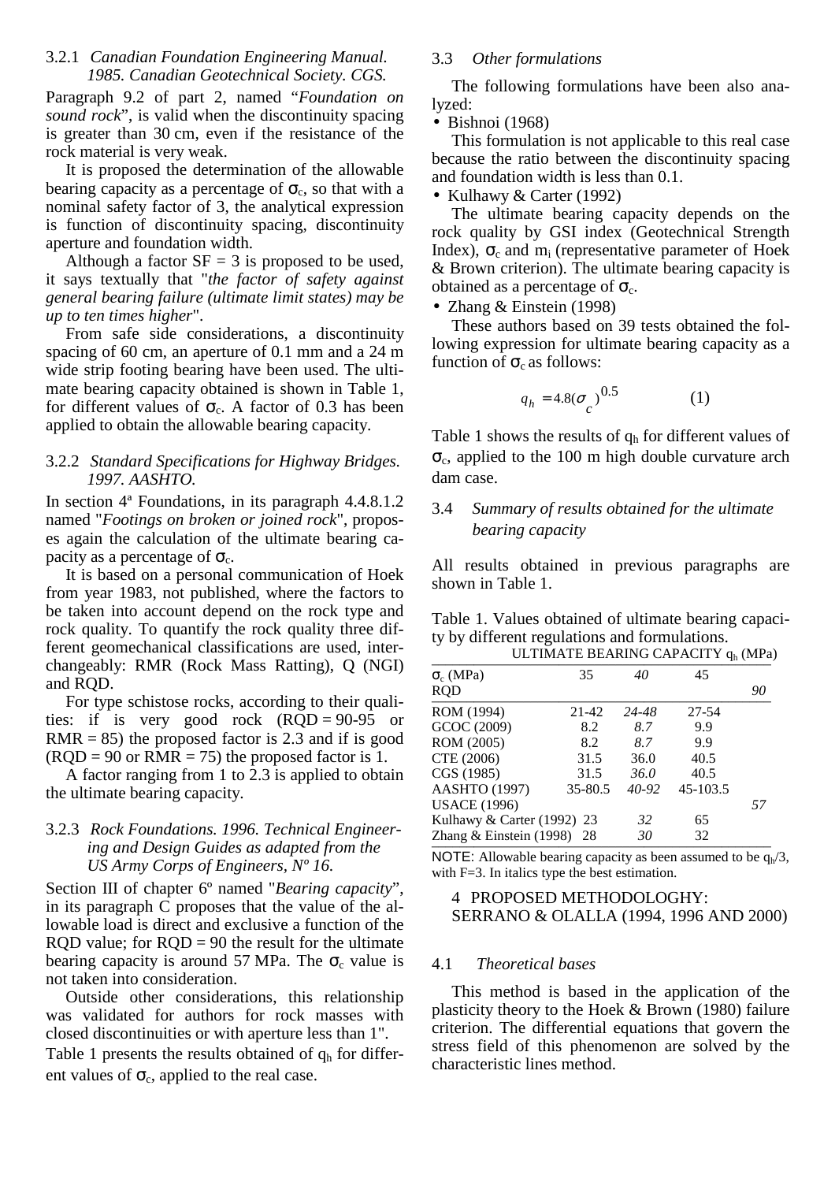### 3.2.1 *Canadian Foundation Engineering Manual. 1985. Canadian Geotechnical Society. CGS.*

Paragraph 9.2 of part 2, named "*Foundation on sound rock*", is valid when the discontinuity spacing is greater than 30 cm, even if the resistance of the rock material is very weak.

It is proposed the determination of the allowable bearing capacity as a percentage of $\sigma_c$, so that with a nominal safety factor of 3, the analytical expression is function of discontinuity spacing, discontinuity aperture and foundation width.

Although a factor SF = 3 is proposed to be used, it says textually that "*the factor of safety against general bearing failure (ultimate limit states) may be up to ten times higher*".

From safe side considerations, a discontinuity spacing of 60 cm, an aperture of 0.1 mm and a 24 m wide strip footing bearing have been used. The ultimate bearing capacity obtained is shown in Table 1, for different values of $\sigma_c$. A factor of 0.3 has been applied to obtain the allowable bearing capacity.

### 3.2.2 *Standard Specifications for Highway Bridges. 1997. AASHTO.*

In section 4ª Foundations, in its paragraph 4.4.8.1.2 named "*Footings on broken or joined rock*", proposes again the calculation of the ultimate bearing capacity as a percentage of $\sigma_c$.

It is based on a personal communication of Hoek from year 1983, not published, where the factors to be taken into account depend on the rock type and rock quality. To quantify the rock quality three different geomechanical classifications are used, interchangeably: RMR (Rock Mass Ratting), Q (NGI) and RQD.

For type schistose rocks, according to their qualities: if is very good rock (RQD = 90-95 or RMR = 85) the proposed factor is 2.3 and if is good (RQD = 90 or RMR = 75) the proposed factor is 1.

A factor ranging from 1 to 2.3 is applied to obtain the ultimate bearing capacity.

### 3.2.3 *Rock Foundations. 1996. Technical Engineering and Design Guides as adapted from the US Army Corps of Engineers, Nº 16.*

Section III of chapter 6º named "*Bearing capacity*", in its paragraph C proposes that the value of the allowable load is direct and exclusive a function of the RQD value; for RQD = 90 the result for the ultimate bearing capacity is around 57 MPa. The $\sigma_c$ value is not taken into consideration.

Outside other considerations, this relationship was validated for authors for rock masses with closed discontinuities or with aperture less than 1".

Table 1 presents the results obtained of $q_h$ for different values of $\sigma_c$, applied to the real case.

### 3.3 *Other formulations*

The following formulations have been also analyzed:

- Bishnoi (1968)

This formulation is not applicable to this real case because the ratio between the discontinuity spacing and foundation width is less than 0.1.

- Kulhawy & Carter (1992)

The ultimate bearing capacity depends on the rock quality by GSI index (Geotechnical Strength Index), $\sigma_c$ and $m_i$ (representative parameter of Hoek & Brown criterion). The ultimate bearing capacity is obtained as a percentage of $\sigma_c$.

- Zhang & Einstein (1998)

These authors based on 39 tests obtained the following expression for ultimate bearing capacity as a function of $\sigma_c$ as follows:

$$q_h = 4.8(\sigma_c)^{0.5} \tag{1}$$

Table 1 shows the results of $q_h$ for different values of $\sigma_c$, applied to the 100 m high double curvature arch dam case.

### 3.4 *Summary of results obtained for the ultimate bearing capacity*

All results obtained in previous paragraphs are shown in Table 1.

Table 1. Values obtained of ultimate bearing capacity by different regulations and formulations.

| ULTIMATE BEARING CAPACITY $q_h$ (MPa) | | | | |
|---|---|---|---|---|
| $\sigma_c$ (MPa) | 35 | *40* | 45 | |
| RQD | | | | *90* |
| ROM (1994) | 21-42 | *24-48* | 27-54 | |
| GCOC (2009) | 8.2 | *8.7* | 9.9 | |
| ROM (2005) | 8.2 | *8.7* | 9.9 | |
| CTE (2006) | 31.5 | 36.0 | 40.5 | |
| CGS (1985) | 31.5 | *36.0* | 40.5 | |
| AASHTO (1997) | 35-80.5 | *40-92* | 45-103.5 | |
| USACE (1996) | | | | *57* |
| Kulhawy & Carter (1992) | 23 | *32* | 65 | |
| Zhang & Einstein (1998) | 28 | *30* | 32 | |

NOTE: Allowable bearing capacity as been assumed to be $q_h/3$, with F=3. In italics type the best estimation.

## 4 PROPOSED METHODOLOGHY: SERRANO & OLALLA (1994, 1996 AND 2000)

### 4.1 *Theoretical bases*

This method is based in the application of the plasticity theory to the Hoek & Brown (1980) failure criterion. The differential equations that govern the stress field of this phenomenon are solved by the characteristic lines method.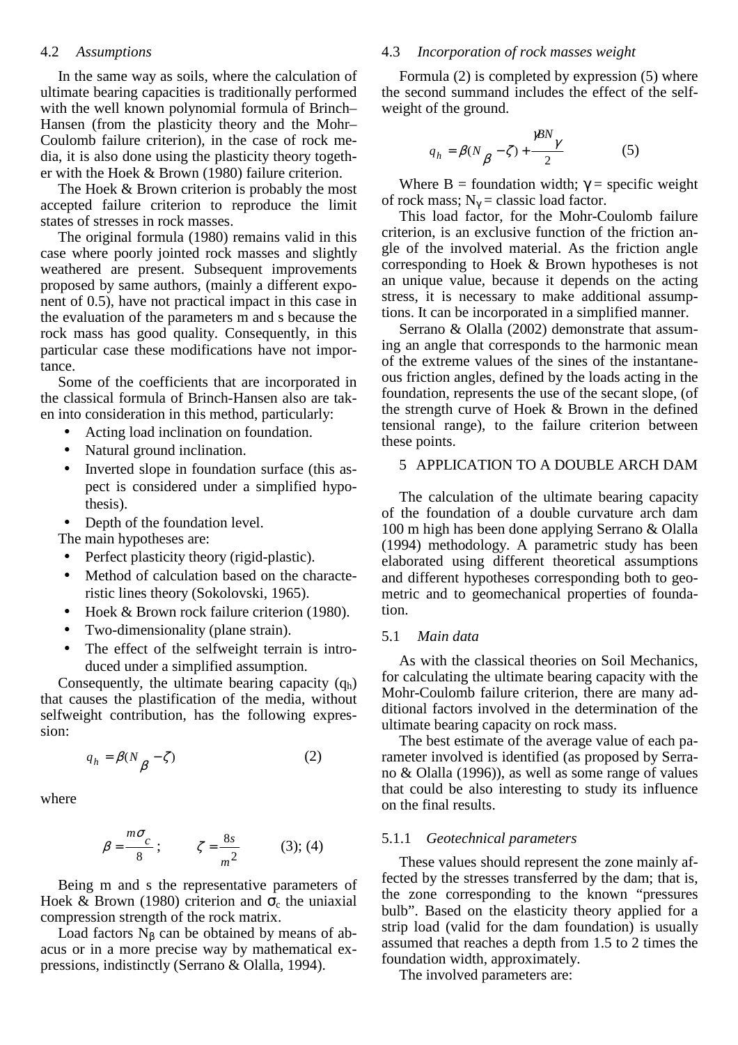### 4.2 *Assumptions*

In the same way as soils, where the calculation of ultimate bearing capacities is traditionally performed with the well known polynomial formula of Brinch–Hansen (from the plasticity theory and the Mohr–Coulomb failure criterion), in the case of rock media, it is also done using the plasticity theory together with the Hoek & Brown (1980) failure criterion.

The Hoek & Brown criterion is probably the most accepted failure criterion to reproduce the limit states of stresses in rock masses.

The original formula (1980) remains valid in this case where poorly jointed rock masses and slightly weathered are present. Subsequent improvements proposed by same authors, (mainly a different exponent of 0.5), have not practical impact in this case in the evaluation of the parameters m and s because the rock mass has good quality. Consequently, in this particular case these modifications have not importance.

Some of the coefficients that are incorporated in the classical formula of Brinch-Hansen also are taken into consideration in this method, particularly:

- Acting load inclination on foundation.
- Natural ground inclination.
- Inverted slope in foundation surface (this aspect is considered under a simplified hypothesis).
- Depth of the foundation level.

The main hypotheses are:

- Perfect plasticity theory (rigid-plastic).
- Method of calculation based on the characteristic lines theory (Sokolovski, 1965).
- Hoek & Brown rock failure criterion (1980).
- Two-dimensionality (plane strain).
- The effect of the selfweight terrain is introduced under a simplified assumption.

Consequently, the ultimate bearing capacity ($q_h$) that causes the plastification of the media, without selfweight contribution, has the following expression:

$$q_h = \beta(N_\beta - \zeta) \qquad (2)$$

where

$$\beta = \frac{m\sigma_c}{8}; \qquad \zeta = \frac{8s}{m^2} \qquad (3); (4)$$

Being m and s the representative parameters of Hoek & Brown (1980) criterion and $\sigma_c$ the uniaxial compression strength of the rock matrix.

Load factors $N_\beta$ can be obtained by means of abacus or in a more precise way by mathematical expressions, indistinctly (Serrano & Olalla, 1994).

### 4.3 *Incorporation of rock masses weight*

Formula (2) is completed by expression (5) where the second summand includes the effect of the self-weight of the ground.

$$q_h = \beta(N_\beta - \zeta) + \frac{\gamma B N_\gamma}{2} \qquad (5)$$

Where B = foundation width; $\gamma$ = specific weight of rock mass; $N_\gamma$ = classic load factor.

This load factor, for the Mohr-Coulomb failure criterion, is an exclusive function of the friction angle of the involved material. As the friction angle corresponding to Hoek & Brown hypotheses is not an unique value, because it depends on the acting stress, it is necessary to make additional assumptions. It can be incorporated in a simplified manner.

Serrano & Olalla (2002) demonstrate that assuming an angle that corresponds to the harmonic mean of the extreme values of the sines of the instantaneous friction angles, defined by the loads acting in the foundation, represents the use of the secant slope, (of the strength curve of Hoek & Brown in the defined tensional range), to the failure criterion between these points.

## 5 APPLICATION TO A DOUBLE ARCH DAM

The calculation of the ultimate bearing capacity of the foundation of a double curvature arch dam 100 m high has been done applying Serrano & Olalla (1994) methodology. A parametric study has been elaborated using different theoretical assumptions and different hypotheses corresponding both to geometric and to geomechanical properties of foundation.

### 5.1 *Main data*

As with the classical theories on Soil Mechanics, for calculating the ultimate bearing capacity with the Mohr-Coulomb failure criterion, there are many additional factors involved in the determination of the ultimate bearing capacity on rock mass.

The best estimate of the average value of each parameter involved is identified (as proposed by Serrano & Olalla (1996)), as well as some range of values that could be also interesting to study its influence on the final results.

#### 5.1.1 *Geotechnical parameters*

These values should represent the zone mainly affected by the stresses transferred by the dam; that is, the zone corresponding to the known "pressures bulb". Based on the elasticity theory applied for a strip load (valid for the dam foundation) is usually assumed that reaches a depth from 1.5 to 2 times the foundation width, approximately.

The involved parameters are: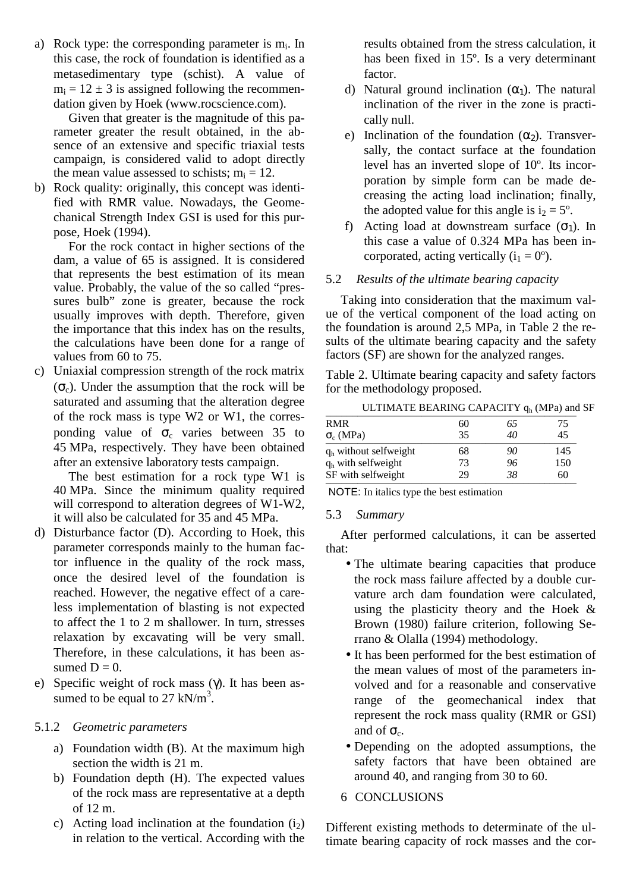a) Rock type: the corresponding parameter is $m_i$. In this case, the rock of foundation is identified as a metasedimentary type (schist). A value of $m_i = 12 \pm 3$ is assigned following the recommendation given by Hoek (www.rocscience.com).

   Given that greater is the magnitude of this parameter greater the result obtained, in the absence of an extensive and specific triaxial tests campaign, is considered valid to adopt directly the mean value assessed to schists; $m_i = 12$.

b) Rock quality: originally, this concept was identified with RMR value. Nowadays, the Geomechanical Strength Index GSI is used for this purpose, Hoek (1994).

   For the rock contact in higher sections of the dam, a value of 65 is assigned. It is considered that represents the best estimation of its mean value. Probably, the value of the so called "pressures bulb" zone is greater, because the rock usually improves with depth. Therefore, given the importance that this index has on the results, the calculations have been done for a range of values from 60 to 75.

c) Uniaxial compression strength of the rock matrix ($\sigma_c$). Under the assumption that the rock will be saturated and assuming that the alteration degree of the rock mass is type W2 or W1, the corresponding value of $\sigma_c$ varies between 35 to 45 MPa, respectively. They have been obtained after an extensive laboratory tests campaign.

   The best estimation for a rock type W1 is 40 MPa. Since the minimum quality required will correspond to alteration degrees of W1-W2, it will also be calculated for 35 and 45 MPa.

d) Disturbance factor (D). According to Hoek, this parameter corresponds mainly to the human factor influence in the quality of the rock mass, once the desired level of the foundation is reached. However, the negative effect of a careless implementation of blasting is not expected to affect the 1 to 2 m shallower. In turn, stresses relaxation by excavating will be very small. Therefore, in these calculations, it has been assumed D = 0.

e) Specific weight of rock mass ($\gamma$). It has been assumed to be equal to 27 kN/m$^3$.

### 5.1.2 *Geometric parameters*

a) Foundation width (B). At the maximum high section the width is 21 m.

b) Foundation depth (H). The expected values of the rock mass are representative at a depth of 12 m.

c) Acting load inclination at the foundation ($i_2$) in relation to the vertical. According with the results obtained from the stress calculation, it has been fixed in 15º. Is a very determinant factor.

d) Natural ground inclination ($\alpha_1$). The natural inclination of the river in the zone is practically null.

e) Inclination of the foundation ($\alpha_2$). Transversally, the contact surface at the foundation level has an inverted slope of 10º. Its incorporation by simple form can be made decreasing the acting load inclination; finally, the adopted value for this angle is $i_2 = 5º$.

f) Acting load at downstream surface ($\sigma_1$). In this case a value of 0.324 MPa has been incorporated, acting vertically ($i_1 = 0º$).

## 5.2 *Results of the ultimate bearing capacity*

Taking into consideration that the maximum value of the vertical component of the load acting on the foundation is around 2,5 MPa, in Table 2 the results of the ultimate bearing capacity and the safety factors (SF) are shown for the analyzed ranges.

Table 2. Ultimate bearing capacity and safety factors for the methodology proposed.

| ULTIMATE BEARING CAPACITY $q_h$ (MPa) and SF | | | |
|---|---|---|---|
| RMR | 60 | *65* | 75 |
| $\sigma_c$ (MPa) | 35 | *40* | 45 |
| $q_h$ without selfweight | 68 | *90* | 145 |
| $q_h$ with selfweight | 73 | *96* | 150 |
| SF with selfweight | 29 | *38* | 60 |

NOTE: In italics type the best estimation

## 5.3 *Summary*

After performed calculations, it can be asserted that:

- The ultimate bearing capacities that produce the rock mass failure affected by a double curvature arch dam foundation were calculated, using the plasticity theory and the Hoek & Brown (1980) failure criterion, following Serrano & Olalla (1994) methodology.
- It has been performed for the best estimation of the mean values of most of the parameters involved and for a reasonable and conservative range of the geomechanical index that represent the rock mass quality (RMR or GSI) and of $\sigma_c$.
- Depending on the adopted assumptions, the safety factors that have been obtained are around 40, and ranging from 30 to 60.

# 6 CONCLUSIONS

Different existing methods to determinate of the ultimate bearing capacity of rock masses and the cor-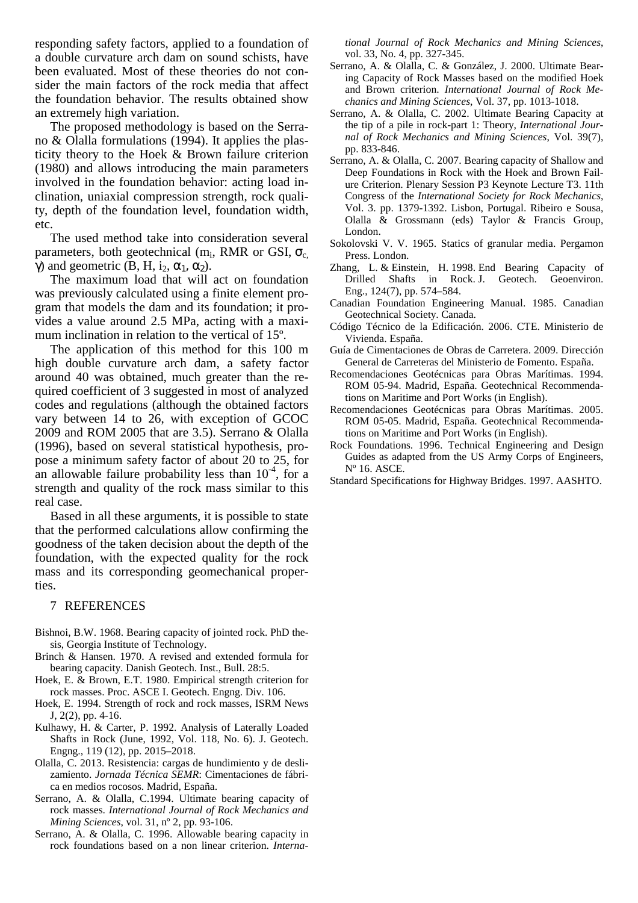responding safety factors, applied to a foundation of a double curvature arch dam on sound schists, have been evaluated. Most of these theories do not consider the main factors of the rock media that affect the foundation behavior. The results obtained show an extremely high variation.

The proposed methodology is based on the Serrano & Olalla formulations (1994). It applies the plasticity theory to the Hoek & Brown failure criterion (1980) and allows introducing the main parameters involved in the foundation behavior: acting load inclination, uniaxial compression strength, rock quality, depth of the foundation level, foundation width, etc.

The used method take into consideration several parameters, both geotechnical ($m_i$, RMR or GSI, $\sigma_c$, $\gamma$) and geometric (B, H, $i_2$, $\alpha_1$, $\alpha_2$).

The maximum load that will act on foundation was previously calculated using a finite element program that models the dam and its foundation; it provides a value around 2.5 MPa, acting with a maximum inclination in relation to the vertical of 15º.

The application of this method for this 100 m high double curvature arch dam, a safety factor around 40 was obtained, much greater than the required coefficient of 3 suggested in most of analyzed codes and regulations (although the obtained factors vary between 14 to 26, with exception of GCOC 2009 and ROM 2005 that are 3.5). Serrano & Olalla (1996), based on several statistical hypothesis, propose a minimum safety factor of about 20 to 25, for an allowable failure probability less than $10^{-4}$, for a strength and quality of the rock mass similar to this real case.

Based in all these arguments, it is possible to state that the performed calculations allow confirming the goodness of the taken decision about the depth of the foundation, with the expected quality for the rock mass and its corresponding geomechanical properties.

## 7 REFERENCES

Bishnoi, B.W. 1968. Bearing capacity of jointed rock. PhD thesis, Georgia Institute of Technology.

Brinch & Hansen. 1970. A revised and extended formula for bearing capacity. Danish Geotech. Inst., Bull. 28:5.

Hoek, E. & Brown, E.T. 1980. Empirical strength criterion for rock masses. Proc. ASCE I. Geotech. Engng. Div. 106.

Hoek, E. 1994. Strength of rock and rock masses, ISRM News J, 2(2), pp. 4-16.

Kulhawy, H. & Carter, P. 1992. Analysis of Laterally Loaded Shafts in Rock (June, 1992, Vol. 118, No. 6). J. Geotech. Engng., 119 (12), pp. 2015–2018.

Olalla, C. 2013. Resistencia: cargas de hundimiento y de deslizamiento. *Jornada Técnica SEMR*: Cimentaciones de fábrica en medios rocosos. Madrid, España.

Serrano, A. & Olalla, C.1994. Ultimate bearing capacity of rock masses. *International Journal of Rock Mechanics and Mining Sciences*, vol. 31, nº 2, pp. 93-106.

Serrano, A. & Olalla, C. 1996. Allowable bearing capacity in rock foundations based on a non linear criterion. *International Journal of Rock Mechanics and Mining Sciences*, vol. 33, No. 4, pp. 327-345.

Serrano, A. & Olalla, C. & González, J. 2000. Ultimate Bearing Capacity of Rock Masses based on the modified Hoek and Brown criterion. *International Journal of Rock Mechanics and Mining Sciences*, Vol. 37, pp. 1013-1018.

Serrano, A. & Olalla, C. 2002. Ultimate Bearing Capacity at the tip of a pile in rock-part 1: Theory, *International Journal of Rock Mechanics and Mining Sciences*, Vol. 39(7), pp. 833-846.

Serrano, A. & Olalla, C. 2007. Bearing capacity of Shallow and Deep Foundations in Rock with the Hoek and Brown Failure Criterion. Plenary Session P3 Keynote Lecture T3. 11th Congress of the *International Society for Rock Mechanics*, Vol. 3. pp. 1379-1392. Lisbon, Portugal. Ribeiro e Sousa, Olalla & Grossmann (eds) Taylor & Francis Group, London.

Sokolovski V. V. 1965. Statics of granular media. Pergamon Press. London.

Zhang, L. & Einstein, H. 1998. End Bearing Capacity of Drilled Shafts in Rock. J. Geotech. Geoenviron. Eng., 124(7), pp. 574–584.

Canadian Foundation Engineering Manual. 1985. Canadian Geotechnical Society. Canada.

Código Técnico de la Edificación. 2006. CTE. Ministerio de Vivienda. España.

Guía de Cimentaciones de Obras de Carretera. 2009. Dirección General de Carreteras del Ministerio de Fomento. España.

Recomendaciones Geotécnicas para Obras Marítimas. 1994. ROM 05-94. Madrid, España. Geotechnical Recommendations on Maritime and Port Works (in English).

Recomendaciones Geotécnicas para Obras Marítimas. 2005. ROM 05-05. Madrid, España. Geotechnical Recommendations on Maritime and Port Works (in English).

Rock Foundations. 1996. Technical Engineering and Design Guides as adapted from the US Army Corps of Engineers, Nº 16. ASCE.

Standard Specifications for Highway Bridges. 1997. AASHTO.